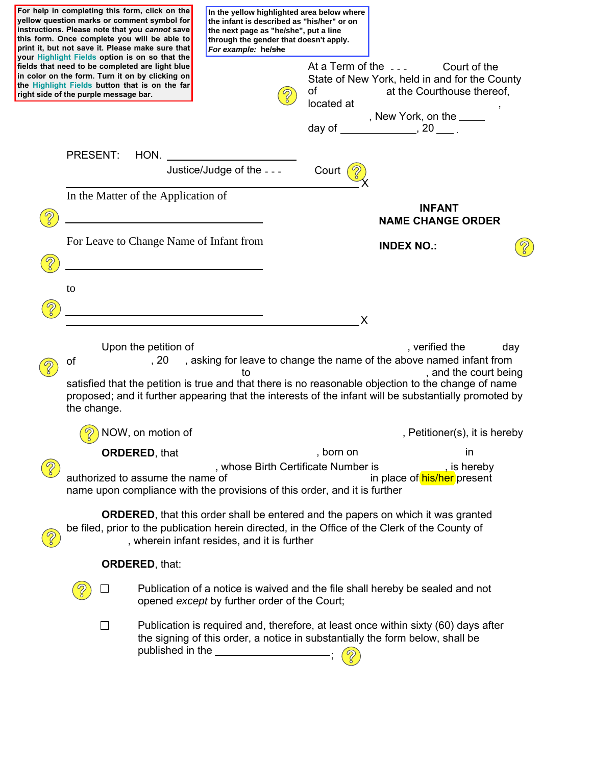For help in completing this form, click on the yellow question marks or comment symbol for instructions. Please note that you *cannot* save this form. Once complete you will be able to print it, but not save it. Please make sure that your Highlight Fields option is on so that the fields that need to be completed are light blue in color on the form. Turn it on by clicking on the Highlight Fields button that is on the far right side of the purple message bar.

**In the yellow highlighted area below where the infant is described as "his/her" or on the next page as "he/she", put a line through the gender that doesn't apply.**
***For example:*** **he/~~she~~**

At a Term of the - - - Court of the State of New York, held in and for the County of at the Courthouse thereof, located at , New York, on the _____ day of ______________, 20 ___ .

PRESENT: HON. ______________________
Justice/Judge of the - - - Court

---

In the Matter of the Application of

______________________________

For Leave to Change Name of Infant from

______________________________

to

______________________________

---

**INFANT NAME CHANGE ORDER**

**INDEX NO.:**

Upon the petition of , verified the day of , 20 , asking for leave to change the name of the above named infant from to , and the court being satisfied that the petition is true and that there is no reasonable objection to the change of name proposed; and it further appearing that the interests of the infant will be substantially promoted by the change.

NOW, on motion of , Petitioner(s), it is hereby

**ORDERED**, that , born on in , whose Birth Certificate Number is , is hereby authorized to assume the name of in place of his/her present name upon compliance with the provisions of this order, and it is further

**ORDERED**, that this order shall be entered and the papers on which it was granted be filed, prior to the publication herein directed, in the Office of the Clerk of the County of , wherein infant resides, and it is further

**ORDERED**, that:

☐ Publication of a notice is waived and the file shall hereby be sealed and not opened *except* by further order of the Court;

☐ Publication is required and, therefore, at least once within sixty (60) days after the signing of this order, a notice in substantially the form below, shall be published in the ____________________;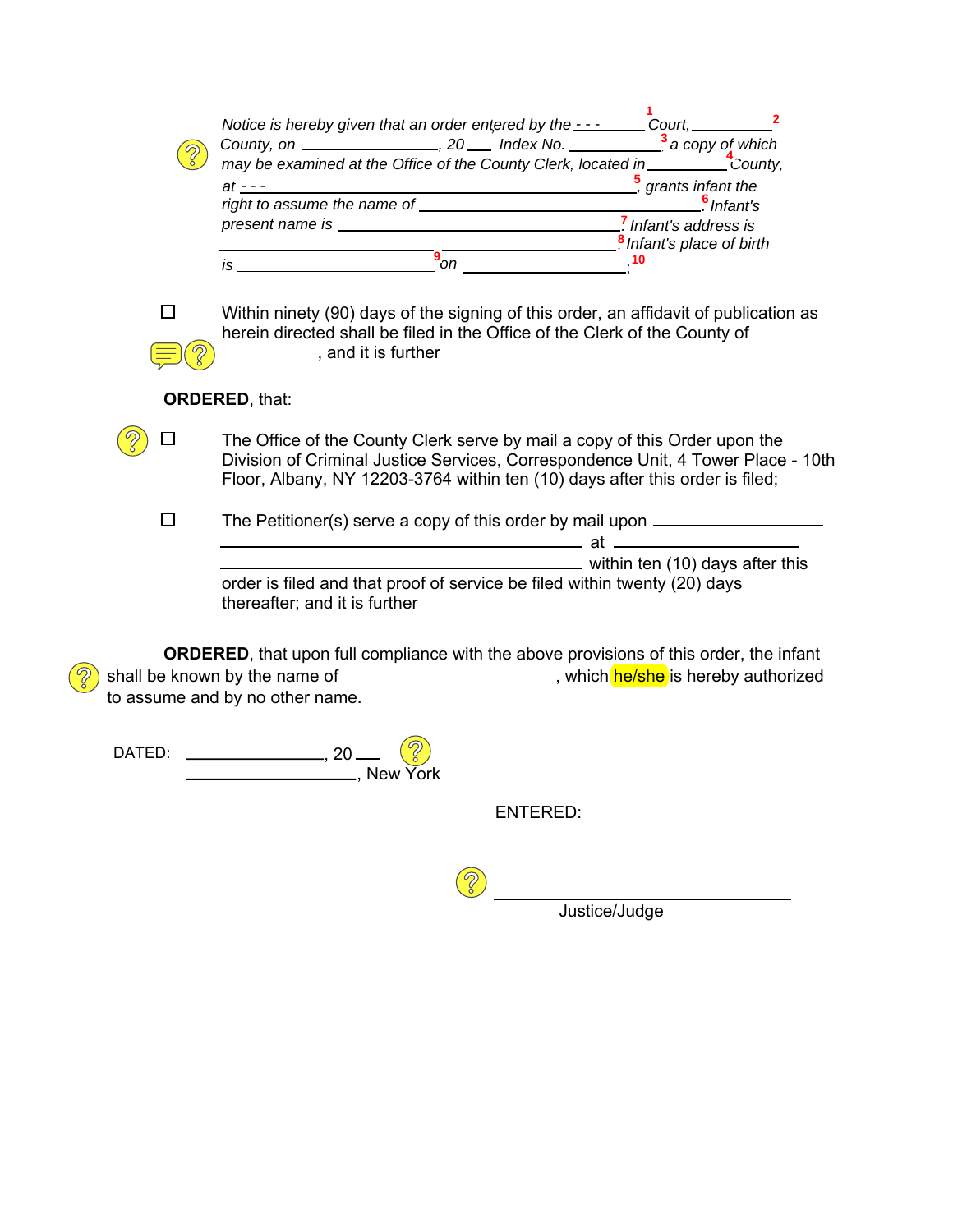*Notice is hereby given that an order entered by the - - - ______ Court,* [1] ________ [2] *County, on ______________, 20 ___ Index No. ____________* [3] *a copy of which may be examined at the Office of the County Clerk, located in ____________* [4] *County, at - - - ______________________________________* [5]*, grants infant the right to assume the name of ______________________________* [6]*. Infant's present name is ______________________________* [7]*. Infant's address is ______________________ ______________________* [8]*. Infant's place of birth is ______________________* [9] *on ______________________;* [10]

☐ Within ninety (90) days of the signing of this order, an affidavit of publication as herein directed shall be filed in the Office of the Clerk of the County of ______________, and it is further

**ORDERED**, that:

☐ The Office of the County Clerk serve by mail a copy of this Order upon the Division of Criminal Justice Services, Correspondence Unit, 4 Tower Place - 10th Floor, Albany, NY 12203-3764 within ten (10) days after this order is filed;

☐ The Petitioner(s) serve a copy of this order by mail upon ______________________ ______________________________________ at ______________________ ______________________________________ within ten (10) days after this order is filed and that proof of service be filed within twenty (20) days thereafter; and it is further

**ORDERED**, that upon full compliance with the above provisions of this order, the infant shall be known by the name of ______________________________, which he/she is hereby authorized to assume and by no other name.

DATED: ______________, 20 ___
______________________, New York

ENTERED:

______________________________
Justice/Judge